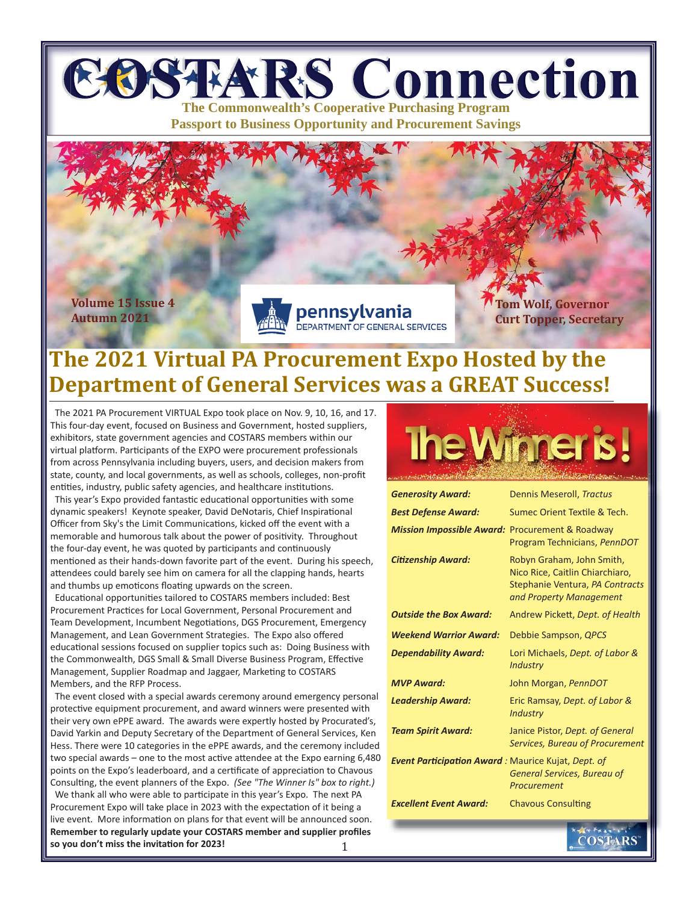# COSTARS Connection

**The Commonwealth's Cooperative Purchasing Program**
**Passport to Business Opportunity and Procurement Savings**

**Volume 15 Issue 4**
**Autumn 2021**

pennsylvania DEPARTMENT OF GENERAL SERVICES

**Tom Wolf, Governor**
**Curt Topper, Secretary**

## The 2021 Virtual PA Procurement Expo Hosted by the Department of General Services was a GREAT Success!

The 2021 PA Procurement VIRTUAL Expo took place on Nov. 9, 10, 16, and 17. This four-day event, focused on Business and Government, hosted suppliers, exhibitors, state government agencies and COSTARS members within our virtual platform. Participants of the EXPO were procurement professionals from across Pennsylvania including buyers, users, and decision makers from state, county, and local governments, as well as schools, colleges, non-profit entities, industry, public safety agencies, and healthcare institutions.

This year's Expo provided fantastic educational opportunities with some dynamic speakers! Keynote speaker, David DeNotaris, Chief Inspirational Officer from Sky's the Limit Communications, kicked off the event with a memorable and humorous talk about the power of positivity. Throughout the four-day event, he was quoted by participants and continuously mentioned as their hands-down favorite part of the event. During his speech, attendees could barely see him on camera for all the clapping hands, hearts and thumbs up emoticons floating upwards on the screen.

Educational opportunities tailored to COSTARS members included: Best Procurement Practices for Local Government, Personal Procurement and Team Development, Incumbent Negotiations, DGS Procurement, Emergency Management, and Lean Government Strategies. The Expo also offered educational sessions focused on supplier topics such as: Doing Business with the Commonwealth, DGS Small & Small Diverse Business Program, Effective Management, Supplier Roadmap and Jaggaer, Marketing to COSTARS Members, and the RFP Process.

The event closed with a special awards ceremony around emergency personal protective equipment procurement, and award winners were presented with their very own ePPE award. The awards were expertly hosted by Procurated's, David Yarkin and Deputy Secretary of the Department of General Services, Ken Hess. There were 10 categories in the ePPE awards, and the ceremony included two special awards – one to the most active attendee at the Expo earning 6,480 points on the Expo's leaderboard, and a certificate of appreciation to Chavous Consulting, the event planners of the Expo. *(See "The Winner Is" box to right.)*

We thank all who were able to participate in this year's Expo. The next PA Procurement Expo will take place in 2023 with the expectation of it being a live event. More information on plans for that event will be announced soon. **Remember to regularly update your COSTARS member and supplier profiles so you don't miss the invitation for 2023!**

### The Winner is!

| Award | Winner |
|---|---|
| ***Generosity Award:*** | Dennis Meseroll, *Tractus* |
| ***Best Defense Award:*** | Sumec Orient Textile & Tech. |
| ***Mission Impossible Award:*** | Procurement & Roadway Program Technicians, *PennDOT* |
| ***Citizenship Award:*** | Robyn Graham, John Smith, Nico Rice, Caitlin Chiarchiaro, Stephanie Ventura, *PA Contracts and Property Management* |
| ***Outside the Box Award:*** | Andrew Pickett, *Dept. of Health* |
| ***Weekend Warrior Award:*** | Debbie Sampson, *QPCS* |
| ***Dependability Award:*** | Lori Michaels, *Dept. of Labor & Industry* |
| ***MVP Award:*** | John Morgan, *PennDOT* |
| ***Leadership Award:*** | Eric Ramsay, *Dept. of Labor & Industry* |
| ***Team Spirit Award:*** | Janice Pistor, *Dept. of General Services, Bureau of Procurement* |
| ***Event Participation Award :*** | Maurice Kujat, *Dept. of General Services, Bureau of Procurement* |
| ***Excellent Event Award:*** | Chavous Consulting |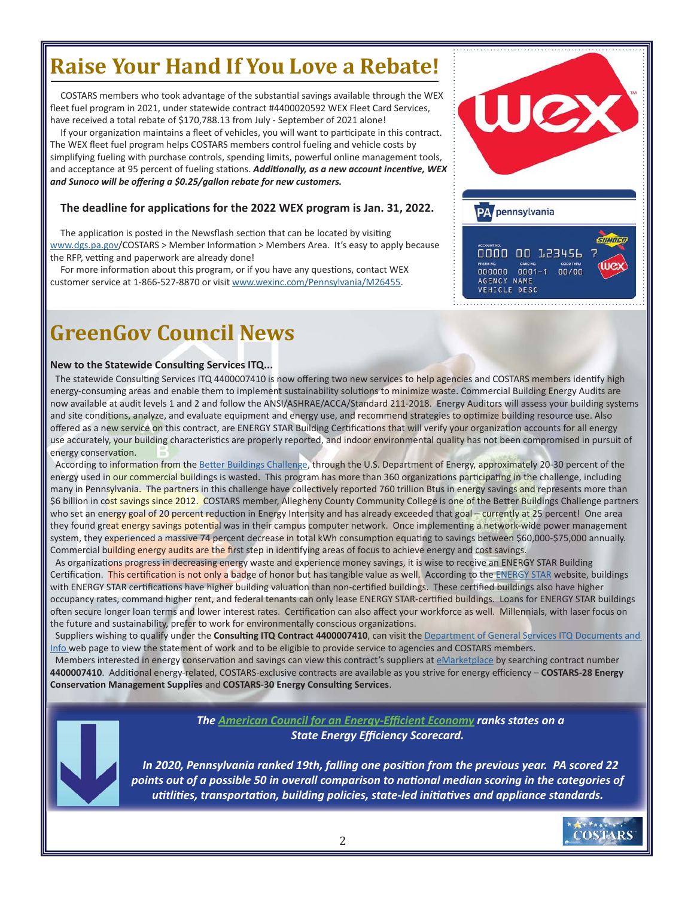# Raise Your Hand If You Love a Rebate!

COSTARS members who took advantage of the substantial savings available through the WEX fleet fuel program in 2021, under statewide contract #4400020592 WEX Fleet Card Services, have received a total rebate of $170,788.13 from July - September of 2021 alone!

If your organization maintains a fleet of vehicles, you will want to participate in this contract. The WEX fleet fuel program helps COSTARS members control fueling and vehicle costs by simplifying fueling with purchase controls, spending limits, powerful online management tools, and acceptance at 95 percent of fueling stations. ***Additionally, as a new account incentive, WEX and Sunoco will be offering a $0.25/gallon rebate for new customers.***

**The deadline for applications for the 2022 WEX program is Jan. 31, 2022.**

The application is posted in the Newsflash section that can be located by visiting www.dgs.pa.gov/COSTARS > Member Information > Members Area. It's easy to apply because the RFP, vetting and paperwork are already done!

For more information about this program, or if you have any questions, contact WEX customer service at 1-866-527-8870 or visit www.wexinc.com/Pennsylvania/M26455.

# GreenGov Council News

**New to the Statewide Consulting Services ITQ...**

The statewide Consulting Services ITQ 4400007410 is now offering two new services to help agencies and COSTARS members identify high energy-consuming areas and enable them to implement sustainability solutions to minimize waste. Commercial Building Energy Audits are now available at audit levels 1 and 2 and follow the ANSI/ASHRAE/ACCA/Standard 211-2018. Energy Auditors will assess your building systems and site conditions, analyze, and evaluate equipment and energy use, and recommend strategies to optimize building resource use. Also offered as a new service on this contract, are ENERGY STAR Building Certifications that will verify your organization accounts for all energy use accurately, your building characteristics are properly reported, and indoor environmental quality has not been compromised in pursuit of energy conservation.

According to information from the Better Buildings Challenge, through the U.S. Department of Energy, approximately 20-30 percent of the energy used in our commercial buildings is wasted. This program has more than 360 organizations participating in the challenge, including many in Pennsylvania. The partners in this challenge have collectively reported 760 trillion Btus in energy savings and represents more than $6 billion in cost savings since 2012. COSTARS member, Allegheny County Community College is one of the Better Buildings Challenge partners who set an energy goal of 20 percent reduction in Energy Intensity and has already exceeded that goal – currently at 25 percent! One area they found great energy savings potential was in their campus computer network. Once implementing a network-wide power management system, they experienced a massive 74 percent decrease in total kWh consumption equating to savings between $60,000-$75,000 annually. Commercial building energy audits are the first step in identifying areas of focus to achieve energy and cost savings.

As organizations progress in decreasing energy waste and experience money savings, it is wise to receive an ENERGY STAR Building Certification. This certification is not only a badge of honor but has tangible value as well. According to the ENERGY STAR website, buildings with ENERGY STAR certifications have higher building valuation than non-certified buildings. These certified buildings also have higher occupancy rates, command higher rent, and federal tenants can only lease ENERGY STAR-certified buildings. Loans for ENERGY STAR buildings often secure longer loan terms and lower interest rates. Certification can also affect your workforce as well. Millennials, with laser focus on the future and sustainability, prefer to work for environmentally conscious organizations.

Suppliers wishing to qualify under the **Consulting ITQ Contract 4400007410**, can visit the Department of General Services ITQ Documents and Info web page to view the statement of work and to be eligible to provide service to agencies and COSTARS members.

Members interested in energy conservation and savings can view this contract's suppliers at eMarketplace by searching contract number **4400007410**. Additional energy-related, COSTARS-exclusive contracts are available as you strive for energy efficiency – **COSTARS-28 Energy Conservation Management Supplies** and **COSTARS-30 Energy Consulting Services**.

***The American Council for an Energy-Efficient Economy ranks states on a State Energy Efficiency Scorecard.***

***In 2020, Pennsylvania ranked 19th, falling one position from the previous year. PA scored 22 points out of a possible 50 in overall comparison to national median scoring in the categories of utitlities, transportation, building policies, state-led initiatives and appliance standards.***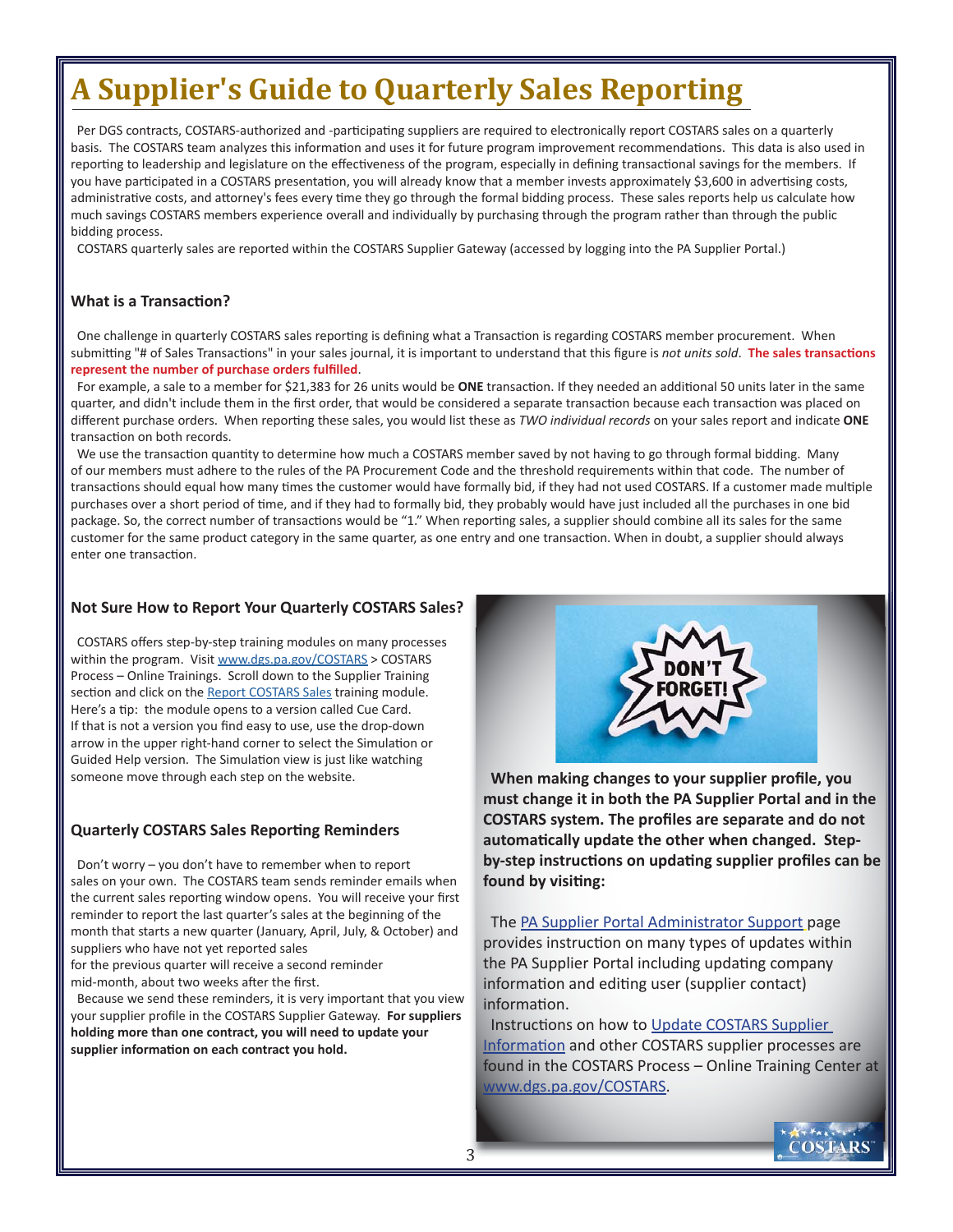# A Supplier's Guide to Quarterly Sales Reporting

Per DGS contracts, COSTARS-authorized and -participating suppliers are required to electronically report COSTARS sales on a quarterly basis. The COSTARS team analyzes this information and uses it for future program improvement recommendations. This data is also used in reporting to leadership and legislature on the effectiveness of the program, especially in defining transactional savings for the members. If you have participated in a COSTARS presentation, you will already know that a member invests approximately $3,600 in advertising costs, administrative costs, and attorney's fees every time they go through the formal bidding process. These sales reports help us calculate how much savings COSTARS members experience overall and individually by purchasing through the program rather than through the public bidding process.

COSTARS quarterly sales are reported within the COSTARS Supplier Gateway (accessed by logging into the PA Supplier Portal.)

### What is a Transaction?

One challenge in quarterly COSTARS sales reporting is defining what a Transaction is regarding COSTARS member procurement. When submitting "# of Sales Transactions" in your sales journal, it is important to understand that this figure is *not units sold*. **The sales transactions represent the number of purchase orders fulfilled**.

For example, a sale to a member for $21,383 for 26 units would be **ONE** transaction. If they needed an additional 50 units later in the same quarter, and didn't include them in the first order, that would be considered a separate transaction because each transaction was placed on different purchase orders. When reporting these sales, you would list these as *TWO individual records* on your sales report and indicate **ONE** transaction on both records.

We use the transaction quantity to determine how much a COSTARS member saved by not having to go through formal bidding. Many of our members must adhere to the rules of the PA Procurement Code and the threshold requirements within that code. The number of transactions should equal how many times the customer would have formally bid, if they had not used COSTARS. If a customer made multiple purchases over a short period of time, and if they had to formally bid, they probably would have just included all the purchases in one bid package. So, the correct number of transactions would be "1." When reporting sales, a supplier should combine all its sales for the same customer for the same product category in the same quarter, as one entry and one transaction. When in doubt, a supplier should always enter one transaction.

### Not Sure How to Report Your Quarterly COSTARS Sales?

COSTARS offers step-by-step training modules on many processes within the program. Visit www.dgs.pa.gov/COSTARS > COSTARS Process – Online Trainings. Scroll down to the Supplier Training section and click on the Report COSTARS Sales training module. Here's a tip: the module opens to a version called Cue Card. If that is not a version you find easy to use, use the drop-down arrow in the upper right-hand corner to select the Simulation or Guided Help version. The Simulation view is just like watching someone move through each step on the website.

### Quarterly COSTARS Sales Reporting Reminders

Don't worry – you don't have to remember when to report sales on your own. The COSTARS team sends reminder emails when the current sales reporting window opens. You will receive your first reminder to report the last quarter's sales at the beginning of the month that starts a new quarter (January, April, July, & October) and suppliers who have not yet reported sales for the previous quarter will receive a second reminder mid-month, about two weeks after the first.

Because we send these reminders, it is very important that you view your supplier profile in the COSTARS Supplier Gateway. **For suppliers holding more than one contract, you will need to update your supplier information on each contract you hold.**

**When making changes to your supplier profile, you must change it in both the PA Supplier Portal and in the COSTARS system. The profiles are separate and do not automatically update the other when changed. Step-by-step instructions on updating supplier profiles can be found by visiting:**

The PA Supplier Portal Administrator Support page provides instruction on many types of updates within the PA Supplier Portal including updating company information and editing user (supplier contact) information.

Instructions on how to Update COSTARS Supplier Information and other COSTARS supplier processes are found in the COSTARS Process – Online Training Center at www.dgs.pa.gov/COSTARS.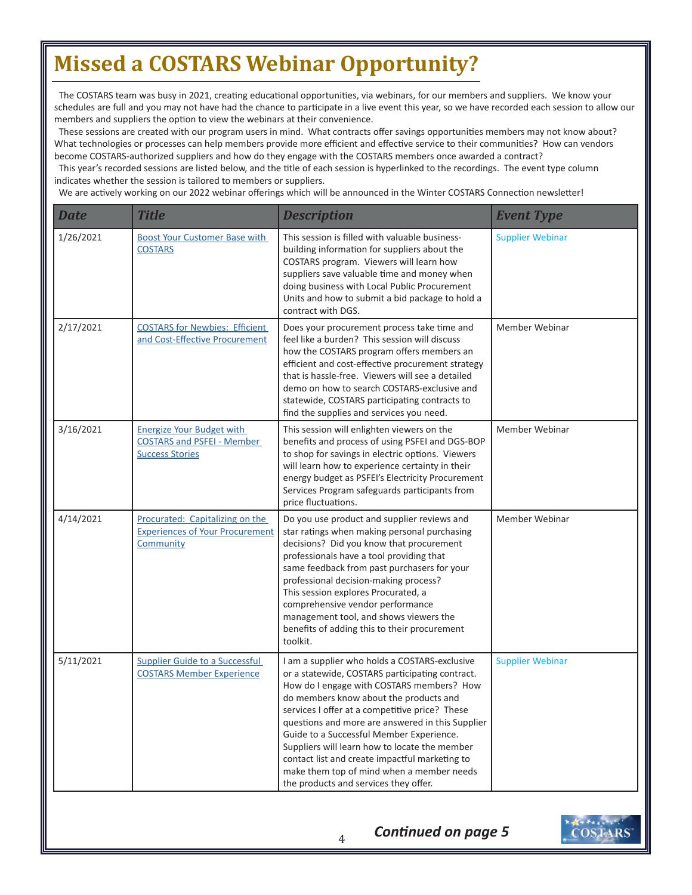# Missed a COSTARS Webinar Opportunity?

The COSTARS team was busy in 2021, creating educational opportunities, via webinars, for our members and suppliers. We know your schedules are full and you may not have had the chance to participate in a live event this year, so we have recorded each session to allow our members and suppliers the option to view the webinars at their convenience.

These sessions are created with our program users in mind. What contracts offer savings opportunities members may not know about? What technologies or processes can help members provide more efficient and effective service to their communities? How can vendors become COSTARS-authorized suppliers and how do they engage with the COSTARS members once awarded a contract?

This year's recorded sessions are listed below, and the title of each session is hyperlinked to the recordings. The event type column indicates whether the session is tailored to members or suppliers.

We are actively working on our 2022 webinar offerings which will be announced in the Winter COSTARS Connection newsletter!

| Date | Title | Description | Event Type |
|---|---|---|---|
| 1/26/2021 | Boost Your Customer Base with COSTARS | This session is filled with valuable business-building information for suppliers about the COSTARS program. Viewers will learn how suppliers save valuable time and money when doing business with Local Public Procurement Units and how to submit a bid package to hold a contract with DGS. | Supplier Webinar |
| 2/17/2021 | COSTARS for Newbies: Efficient and Cost-Effective Procurement | Does your procurement process take time and feel like a burden? This session will discuss how the COSTARS program offers members an efficient and cost-effective procurement strategy that is hassle-free. Viewers will see a detailed demo on how to search COSTARS-exclusive and statewide, COSTARS participating contracts to find the supplies and services you need. | Member Webinar |
| 3/16/2021 | Energize Your Budget with COSTARS and PSFEI - Member Success Stories | This session will enlighten viewers on the benefits and process of using PSFEI and DGS-BOP to shop for savings in electric options. Viewers will learn how to experience certainty in their energy budget as PSFEI's Electricity Procurement Services Program safeguards participants from price fluctuations. | Member Webinar |
| 4/14/2021 | Procurated: Capitalizing on the Experiences of Your Procurement Community | Do you use product and supplier reviews and star ratings when making personal purchasing decisions? Did you know that procurement professionals have a tool providing that same feedback from past purchasers for your professional decision-making process? This session explores Procurated, a comprehensive vendor performance management tool, and shows viewers the benefits of adding this to their procurement toolkit. | Member Webinar |
| 5/11/2021 | Supplier Guide to a Successful COSTARS Member Experience | I am a supplier who holds a COSTARS-exclusive or a statewide, COSTARS participating contract. How do I engage with COSTARS members? How do members know about the products and services I offer at a competitive price? These questions and more are answered in this Supplier Guide to a Successful Member Experience. Suppliers will learn how to locate the member contact list and create impactful marketing to make them top of mind when a member needs the products and services they offer. | Supplier Webinar |

***Continued on page 5***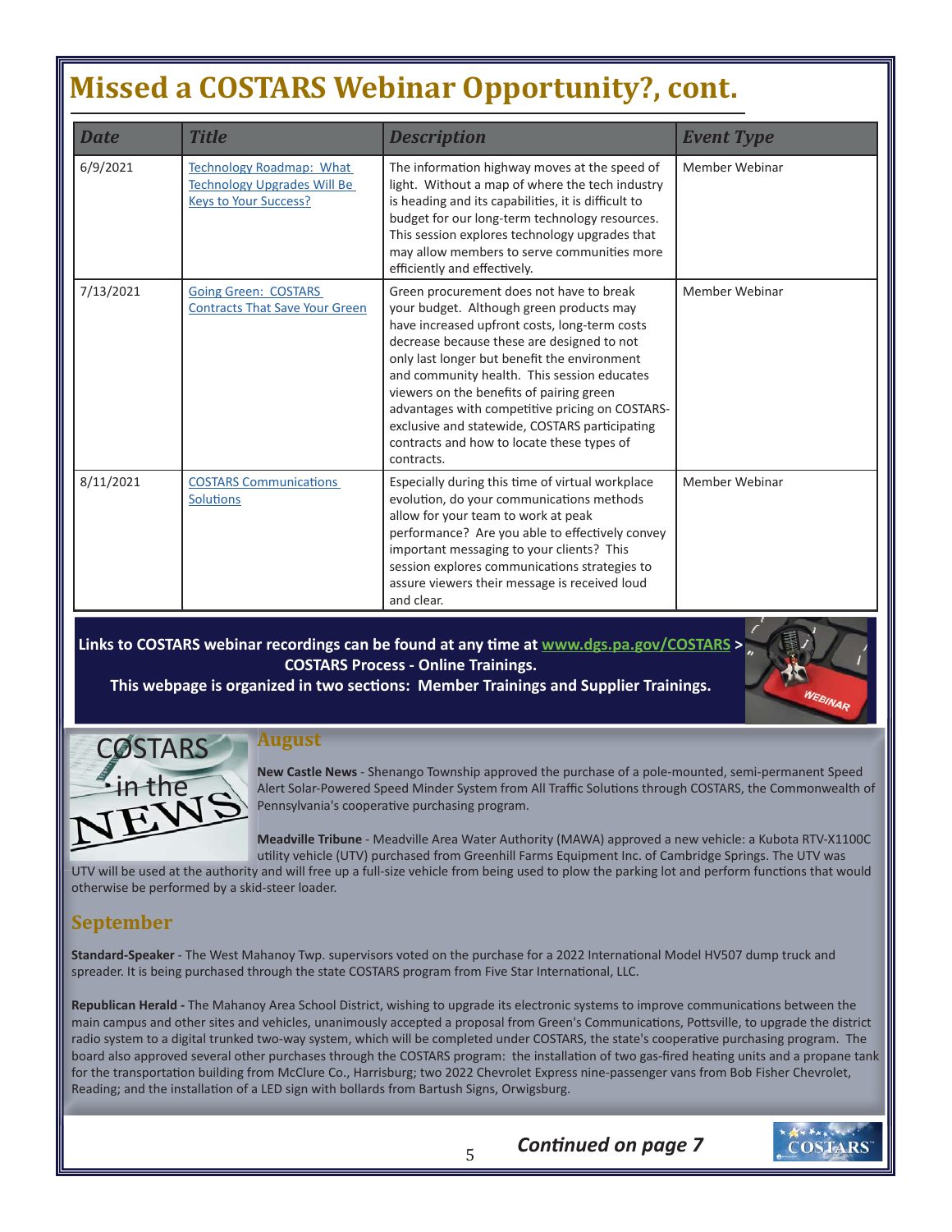# Missed a COSTARS Webinar Opportunity?, cont.

| Date | Title | Description | Event Type |
|---|---|---|---|
| 6/9/2021 | Technology Roadmap: What Technology Upgrades Will Be Keys to Your Success? | The information highway moves at the speed of light. Without a map of where the tech industry is heading and its capabilities, it is difficult to budget for our long-term technology resources. This session explores technology upgrades that may allow members to serve communities more efficiently and effectively. | Member Webinar |
| 7/13/2021 | Going Green: COSTARS Contracts That Save Your Green | Green procurement does not have to break your budget. Although green products may have increased upfront costs, long-term costs decrease because these are designed to not only last longer but benefit the environment and community health. This session educates viewers on the benefits of pairing green advantages with competitive pricing on COSTARS-exclusive and statewide, COSTARS participating contracts and how to locate these types of contracts. | Member Webinar |
| 8/11/2021 | COSTARS Communications Solutions | Especially during this time of virtual workplace evolution, do your communications methods allow for your team to work at peak performance? Are you able to effectively convey important messaging to your clients? This session explores communications strategies to assure viewers their message is received loud and clear. | Member Webinar |

**Links to COSTARS webinar recordings can be found at any time at www.dgs.pa.gov/COSTARS > COSTARS Process - Online Trainings.**
**This webpage is organized in two sections: Member Trainings and Supplier Trainings.**

## COSTARS in the NEWS

### August

**New Castle News** - Shenango Township approved the purchase of a pole-mounted, semi-permanent Speed Alert Solar-Powered Speed Minder System from All Traffic Solutions through COSTARS, the Commonwealth of Pennsylvania's cooperative purchasing program.

**Meadville Tribune** - Meadville Area Water Authority (MAWA) approved a new vehicle: a Kubota RTV-X1100C utility vehicle (UTV) purchased from Greenhill Farms Equipment Inc. of Cambridge Springs. The UTV was UTV will be used at the authority and will free up a full-size vehicle from being used to plow the parking lot and perform functions that would otherwise be performed by a skid-steer loader.

### September

**Standard-Speaker** - The West Mahanoy Twp. supervisors voted on the purchase for a 2022 International Model HV507 dump truck and spreader. It is being purchased through the state COSTARS program from Five Star International, LLC.

**Republican Herald -** The Mahanoy Area School District, wishing to upgrade its electronic systems to improve communications between the main campus and other sites and vehicles, unanimously accepted a proposal from Green's Communications, Pottsville, to upgrade the district radio system to a digital trunked two-way system, which will be completed under COSTARS, the state's cooperative purchasing program. The board also approved several other purchases through the COSTARS program: the installation of two gas-fired heating units and a propane tank for the transportation building from McClure Co., Harrisburg; two 2022 Chevrolet Express nine-passenger vans from Bob Fisher Chevrolet, Reading; and the installation of a LED sign with bollards from Bartush Signs, Orwigsburg.

***Continued on page 7***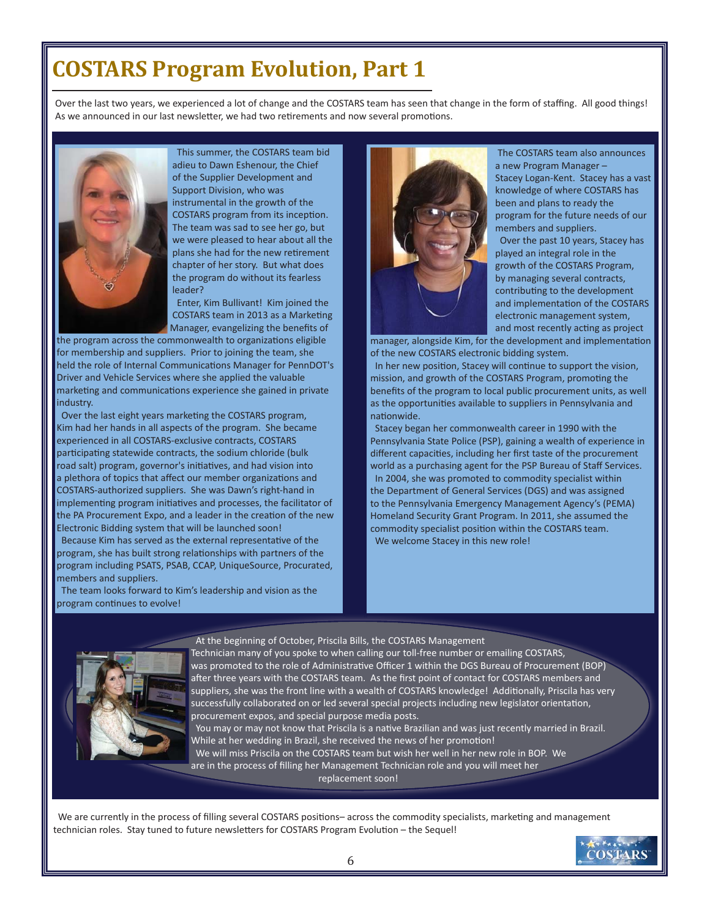# COSTARS Program Evolution, Part 1

Over the last two years, we experienced a lot of change and the COSTARS team has seen that change in the form of staffing. All good things! As we announced in our last newsletter, we had two retirements and now several promotions.

This summer, the COSTARS team bid adieu to Dawn Eshenour, the Chief of the Supplier Development and Support Division, who was instrumental in the growth of the COSTARS program from its inception. The team was sad to see her go, but we were pleased to hear about all the plans she had for the new retirement chapter of her story. But what does the program do without its fearless leader?

Enter, Kim Bullivant! Kim joined the COSTARS team in 2013 as a Marketing Manager, evangelizing the benefits of the program across the commonwealth to organizations eligible for membership and suppliers. Prior to joining the team, she held the role of Internal Communications Manager for PennDOT's Driver and Vehicle Services where she applied the valuable marketing and communications experience she gained in private industry.

Over the last eight years marketing the COSTARS program, Kim had her hands in all aspects of the program. She became experienced in all COSTARS-exclusive contracts, COSTARS participating statewide contracts, the sodium chloride (bulk road salt) program, governor's initiatives, and had vision into a plethora of topics that affect our member organizations and COSTARS-authorized suppliers. She was Dawn's right-hand in implementing program initiatives and processes, the facilitator of the PA Procurement Expo, and a leader in the creation of the new Electronic Bidding system that will be launched soon!

Because Kim has served as the external representative of the program, she has built strong relationships with partners of the program including PSATS, PSAB, CCAP, UniqueSource, Procurated, members and suppliers.

The team looks forward to Kim's leadership and vision as the program continues to evolve!

The COSTARS team also announces a new Program Manager – Stacey Logan-Kent. Stacey has a vast knowledge of where COSTARS has been and plans to ready the program for the future needs of our members and suppliers.

Over the past 10 years, Stacey has played an integral role in the growth of the COSTARS Program, by managing several contracts, contributing to the development and implementation of the COSTARS electronic management system, and most recently acting as project manager, alongside Kim, for the development and implementation of the new COSTARS electronic bidding system.

In her new position, Stacey will continue to support the vision, mission, and growth of the COSTARS Program, promoting the benefits of the program to local public procurement units, as well as the opportunities available to suppliers in Pennsylvania and nationwide.

Stacey began her commonwealth career in 1990 with the Pennsylvania State Police (PSP), gaining a wealth of experience in different capacities, including her first taste of the procurement world as a purchasing agent for the PSP Bureau of Staff Services.

In 2004, she was promoted to commodity specialist within the Department of General Services (DGS) and was assigned to the Pennsylvania Emergency Management Agency's (PEMA) Homeland Security Grant Program. In 2011, she assumed the commodity specialist position within the COSTARS team.

We welcome Stacey in this new role!

At the beginning of October, Priscila Bills, the COSTARS Management Technician many of you spoke to when calling our toll-free number or emailing COSTARS, was promoted to the role of Administrative Officer 1 within the DGS Bureau of Procurement (BOP) after three years with the COSTARS team. As the first point of contact for COSTARS members and suppliers, she was the front line with a wealth of COSTARS knowledge! Additionally, Priscila has very successfully collaborated on or led several special projects including new legislator orientation, procurement expos, and special purpose media posts.

You may or may not know that Priscila is a native Brazilian and was just recently married in Brazil. While at her wedding in Brazil, she received the news of her promotion!

We will miss Priscila on the COSTARS team but wish her well in her new role in BOP. We are in the process of filling her Management Technician role and you will meet her replacement soon!

We are currently in the process of filling several COSTARS positions– across the commodity specialists, marketing and management technician roles. Stay tuned to future newsletters for COSTARS Program Evolution – the Sequel!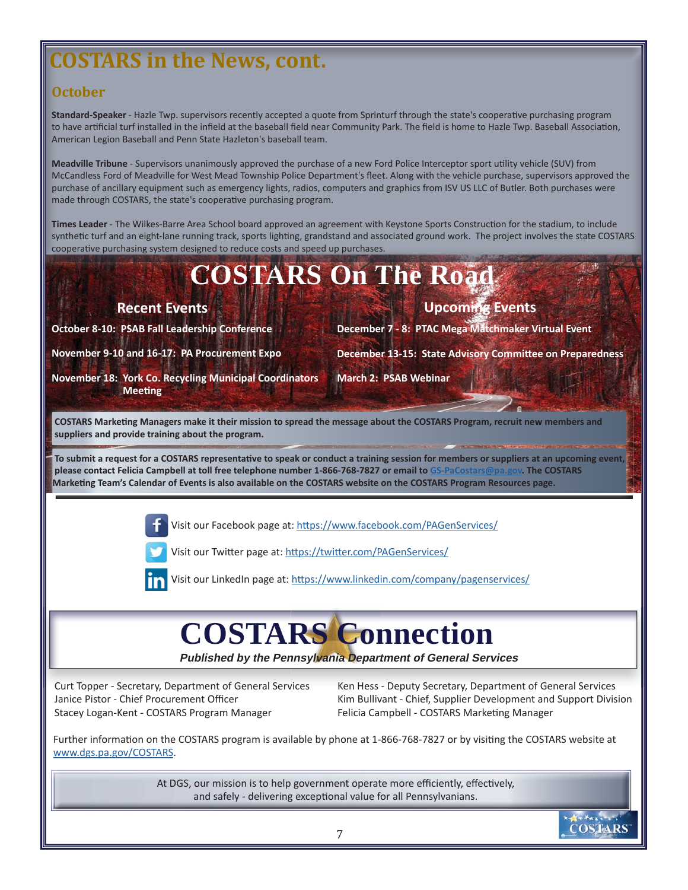# COSTARS in the News, cont.

## October

**Standard-Speaker** - Hazle Twp. supervisors recently accepted a quote from Sprinturf through the state's cooperative purchasing program to have artificial turf installed in the infield at the baseball field near Community Park. The field is home to Hazle Twp. Baseball Association, American Legion Baseball and Penn State Hazleton's baseball team.

**Meadville Tribune** - Supervisors unanimously approved the purchase of a new Ford Police Interceptor sport utility vehicle (SUV) from McCandless Ford of Meadville for West Mead Township Police Department's fleet. Along with the vehicle purchase, supervisors approved the purchase of ancillary equipment such as emergency lights, radios, computers and graphics from ISV US LLC of Butler. Both purchases were made through COSTARS, the state's cooperative purchasing program.

**Times Leader** - The Wilkes-Barre Area School board approved an agreement with Keystone Sports Construction for the stadium, to include synthetic turf and an eight-lane running track, sports lighting, grandstand and associated ground work. The project involves the state COSTARS cooperative purchasing system designed to reduce costs and speed up purchases.

# COSTARS On The Road

### Recent Events

**October 8-10: PSAB Fall Leadership Conference**

**November 9-10 and 16-17: PA Procurement Expo**

**November 18: York Co. Recycling Municipal Coordinators Meeting**

### Upcoming Events

**December 7 - 8: PTAC Mega Matchmaker Virtual Event**

**December 13-15: State Advisory Committee on Preparedness**

**March 2: PSAB Webinar**

**COSTARS Marketing Managers make it their mission to spread the message about the COSTARS Program, recruit new members and suppliers and provide training about the program.**

**To submit a request for a COSTARS representative to speak or conduct a training session for members or suppliers at an upcoming event, please contact Felicia Campbell at toll free telephone number 1-866-768-7827 or email to GS-PaCostars@pa.gov. The COSTARS Marketing Team's Calendar of Events is also available on the COSTARS website on the COSTARS Program Resources page.**

Visit our Facebook page at: https://www.facebook.com/PAGenServices/

Visit our Twitter page at: https://twitter.com/PAGenServices/

Visit our LinkedIn page at: https://www.linkedin.com/company/pagenservices/

# COSTARS Connection

***Published by the Pennsylvania Department of General Services***

Curt Topper - Secretary, Department of General Services
Janice Pistor - Chief Procurement Officer
Stacey Logan-Kent - COSTARS Program Manager

Ken Hess - Deputy Secretary, Department of General Services
Kim Bullivant - Chief, Supplier Development and Support Division
Felicia Campbell - COSTARS Marketing Manager

Further information on the COSTARS program is available by phone at 1-866-768-7827 or by visiting the COSTARS website at www.dgs.pa.gov/COSTARS.

At DGS, our mission is to help government operate more efficiently, effectively, and safely - delivering exceptional value for all Pennsylvanians.